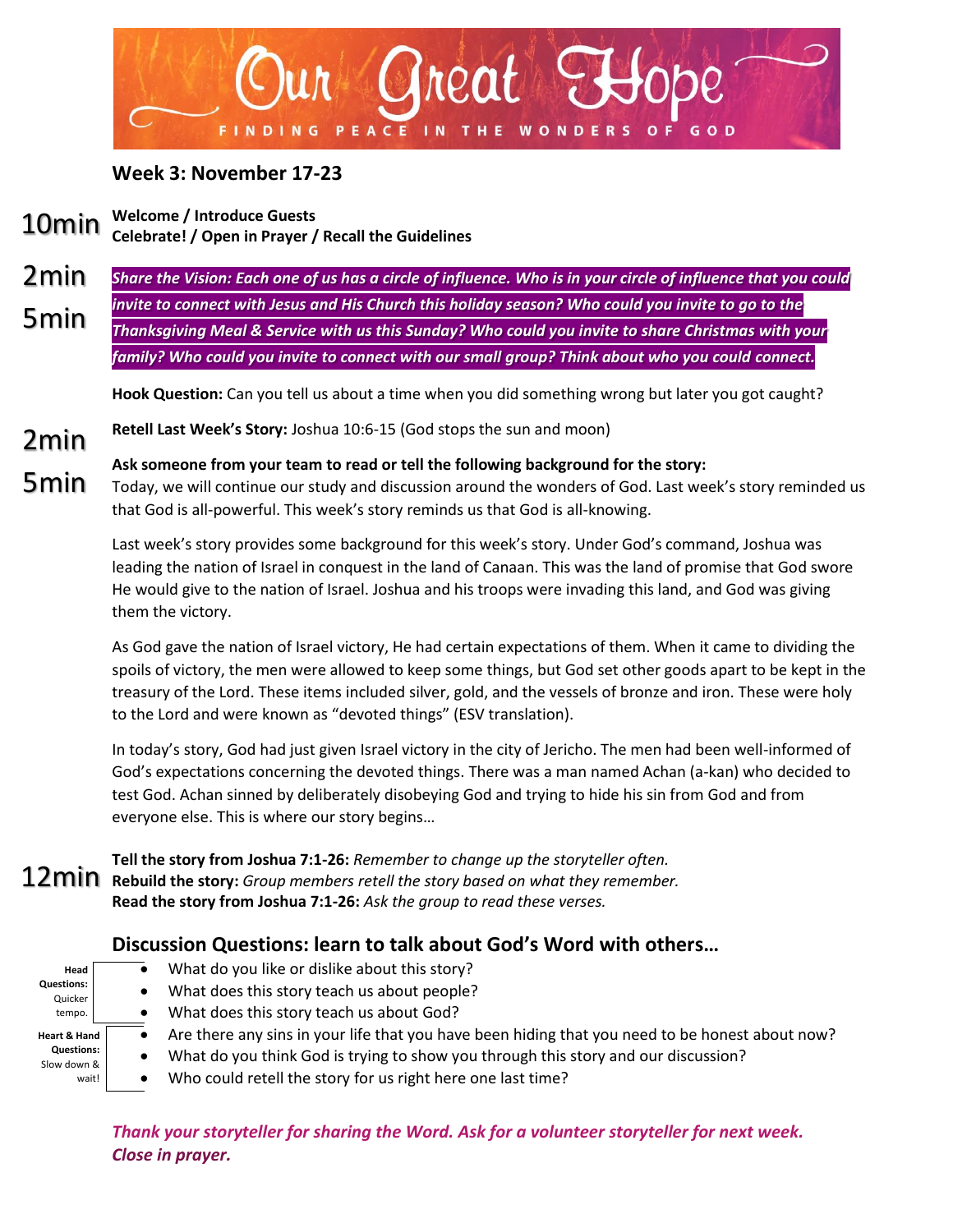# Our Great Hope

FINDING PEACE IN THE WONDERS OF GOD

## Week 3: November 17-23

10min **Welcome / Introduce Guests**
**Celebrate! / Open in Prayer / Recall the Guidelines**

2min
5min
***Share the Vision: Each one of us has a circle of influence. Who is in your circle of influence that you could invite to connect with Jesus and His Church this holiday season? Who could you invite to go to the Thanksgiving Meal & Service with us this Sunday? Who could you invite to share Christmas with your family? Who could you invite to connect with our small group? Think about who you could connect.***

**Hook Question:** Can you tell us about a time when you did something wrong but later you got caught?

2min **Retell Last Week's Story:** Joshua 10:6-15 (God stops the sun and moon)

5min **Ask someone from your team to read or tell the following background for the story:**
Today, we will continue our study and discussion around the wonders of God. Last week's story reminded us that God is all-powerful. This week's story reminds us that God is all-knowing.

Last week's story provides some background for this week's story. Under God's command, Joshua was leading the nation of Israel in conquest in the land of Canaan. This was the land of promise that God swore He would give to the nation of Israel. Joshua and his troops were invading this land, and God was giving them the victory.

As God gave the nation of Israel victory, He had certain expectations of them. When it came to dividing the spoils of victory, the men were allowed to keep some things, but God set other goods apart to be kept in the treasury of the Lord. These items included silver, gold, and the vessels of bronze and iron. These were holy to the Lord and were known as "devoted things" (ESV translation).

In today's story, God had just given Israel victory in the city of Jericho. The men had been well-informed of God's expectations concerning the devoted things. There was a man named Achan (a-kan) who decided to test God. Achan sinned by deliberately disobeying God and trying to hide his sin from God and from everyone else. This is where our story begins…

12min
**Tell the story from Joshua 7:1-26:** *Remember to change up the storyteller often.*
**Rebuild the story:** *Group members retell the story based on what they remember.*
**Read the story from Joshua 7:1-26:** *Ask the group to read these verses.*

### Discussion Questions: learn to talk about God's Word with others…

**Head Questions:** Quicker tempo.

- What do you like or dislike about this story?
- What does this story teach us about people?
- What does this story teach us about God?

**Heart & Hand Questions:** Slow down & wait!

- Are there any sins in your life that you have been hiding that you need to be honest about now?
- What do you think God is trying to show you through this story and our discussion?
- Who could retell the story for us right here one last time?

***Thank your storyteller for sharing the Word. Ask for a volunteer storyteller for next week. Close in prayer.***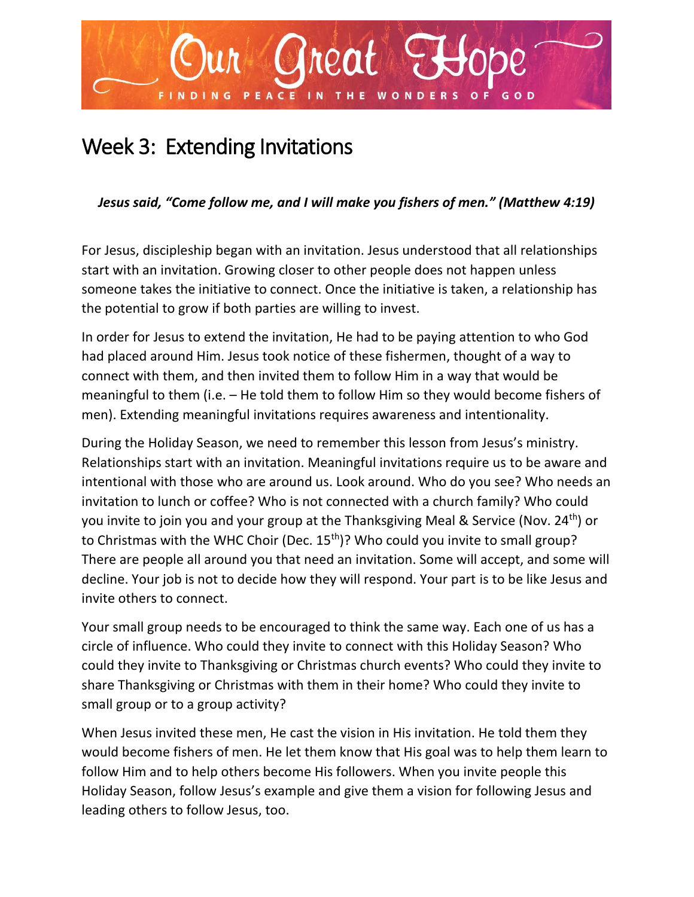# Our Great Hope

FINDING PEACE IN THE WONDERS OF GOD

## Week 3: Extending Invitations

***Jesus said, "Come follow me, and I will make you fishers of men." (Matthew 4:19)***

For Jesus, discipleship began with an invitation. Jesus understood that all relationships start with an invitation. Growing closer to other people does not happen unless someone takes the initiative to connect. Once the initiative is taken, a relationship has the potential to grow if both parties are willing to invest.

In order for Jesus to extend the invitation, He had to be paying attention to who God had placed around Him. Jesus took notice of these fishermen, thought of a way to connect with them, and then invited them to follow Him in a way that would be meaningful to them (i.e. – He told them to follow Him so they would become fishers of men). Extending meaningful invitations requires awareness and intentionality.

During the Holiday Season, we need to remember this lesson from Jesus's ministry. Relationships start with an invitation. Meaningful invitations require us to be aware and intentional with those who are around us. Look around. Who do you see? Who needs an invitation to lunch or coffee? Who is not connected with a church family? Who could you invite to join you and your group at the Thanksgiving Meal & Service (Nov. 24th) or to Christmas with the WHC Choir (Dec. 15th)? Who could you invite to small group? There are people all around you that need an invitation. Some will accept, and some will decline. Your job is not to decide how they will respond. Your part is to be like Jesus and invite others to connect.

Your small group needs to be encouraged to think the same way. Each one of us has a circle of influence. Who could they invite to connect with this Holiday Season? Who could they invite to Thanksgiving or Christmas church events? Who could they invite to share Thanksgiving or Christmas with them in their home? Who could they invite to small group or to a group activity?

When Jesus invited these men, He cast the vision in His invitation. He told them they would become fishers of men. He let them know that His goal was to help them learn to follow Him and to help others become His followers. When you invite people this Holiday Season, follow Jesus's example and give them a vision for following Jesus and leading others to follow Jesus, too.